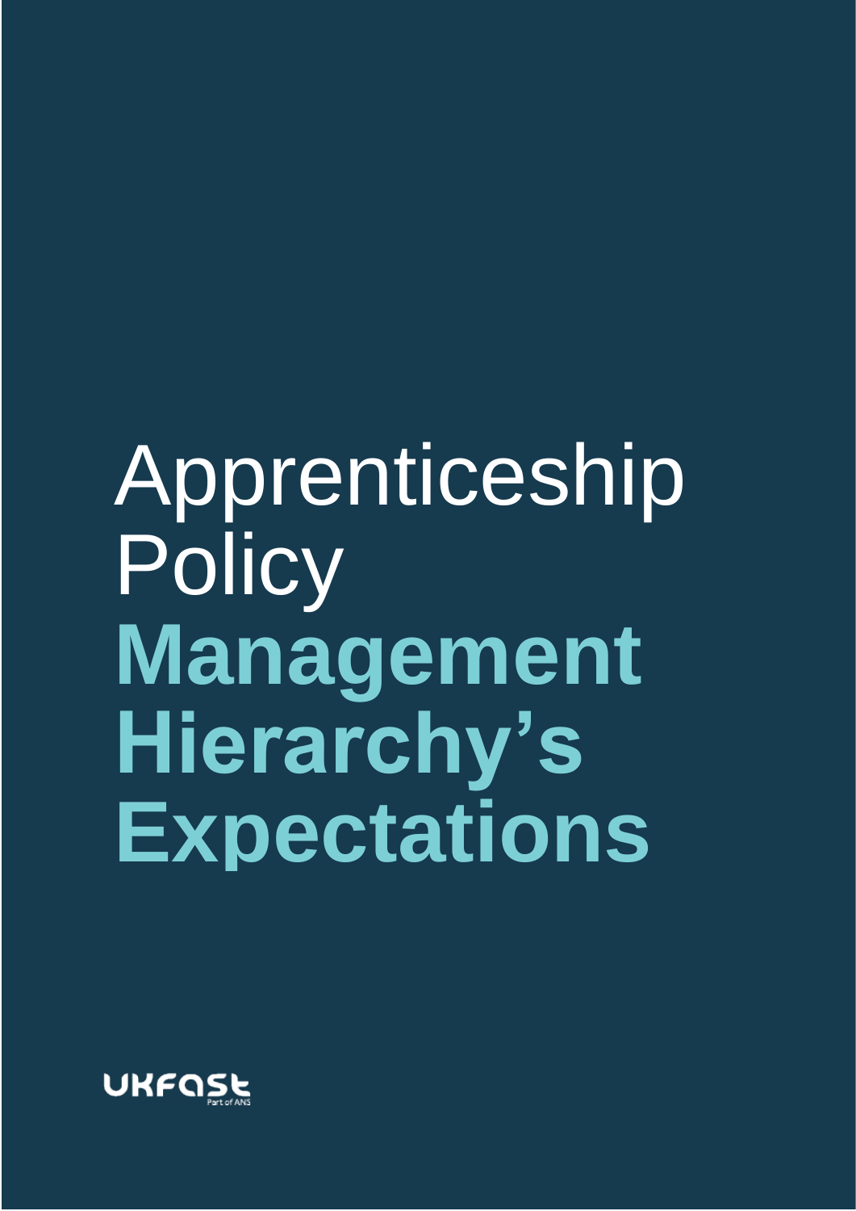# Apprenticeship Policy

## **Management Hierarchy's Expectations**

UKFast
Part of ANS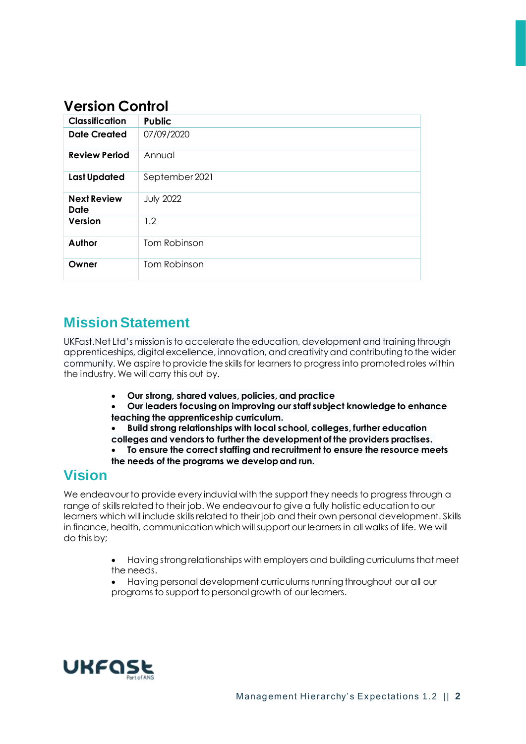## Version Control

| Classification | Public |
|---|---|
| **Date Created** | 07/09/2020 |
| **Review Period** | Annual |
| **Last Updated** | September 2021 |
| **Next Review Date** | July 2022 |
| **Version** | 1.2 |
| **Author** | Tom Robinson |
| **Owner** | Tom Robinson |

## Mission Statement

UKFast.Net Ltd's mission is to accelerate the education, development and training through apprenticeships, digital excellence, innovation, and creativity and contributing to the wider community. We aspire to provide the skills for learners to progress into promoted roles within the industry. We will carry this out by.

- **Our strong, shared values, policies, and practice**
- **Our leaders focusing on improving our staff subject knowledge to enhance teaching the apprenticeship curriculum.**
- **Build strong relationships with local school, colleges, further education colleges and vendors to further the development of the providers practises.**
- **To ensure the correct staffing and recruitment to ensure the resource meets the needs of the programs we develop and run.**

## Vision

We endeavour to provide every induvial with the support they needs to progress through a range of skills related to their job. We endeavour to give a fully holistic education to our learners which will include skills related to their job and their own personal development. Skills in finance, health, communication which will support our learners in all walks of life. We will do this by;

- Having strong relationships with employers and building curriculums that meet the needs.
- Having personal development curriculums running throughout our all our programs to support to personal growth of our learners.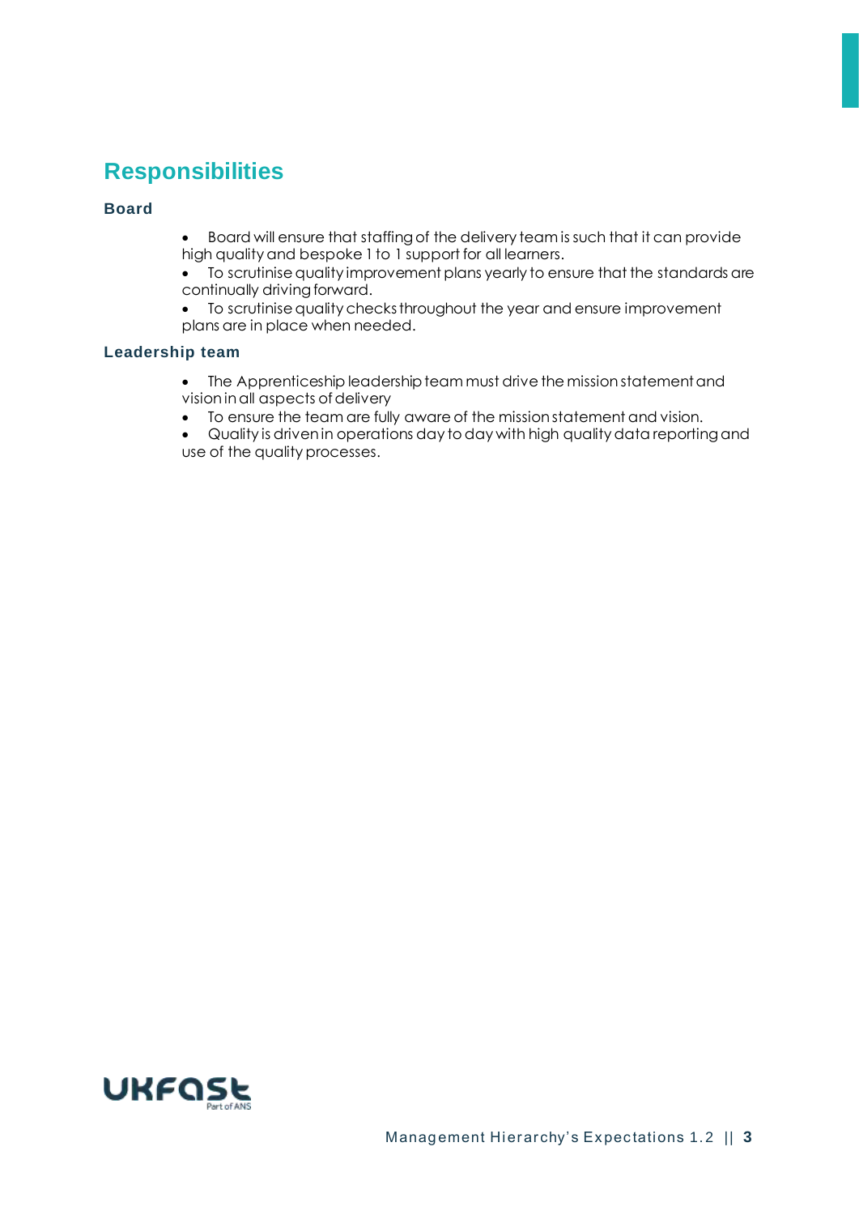## Responsibilities

### Board

- Board will ensure that staffing of the delivery team is such that it can provide high quality and bespoke 1 to 1 support for all learners.
- To scrutinise quality improvement plans yearly to ensure that the standards are continually driving forward.
- To scrutinise quality checks throughout the year and ensure improvement plans are in place when needed.

### Leadership team

- The Apprenticeship leadership team must drive the mission statement and vision in all aspects of delivery
- To ensure the team are fully aware of the mission statement and vision.
- Quality is driven in operations day to day with high quality data reporting and use of the quality processes.